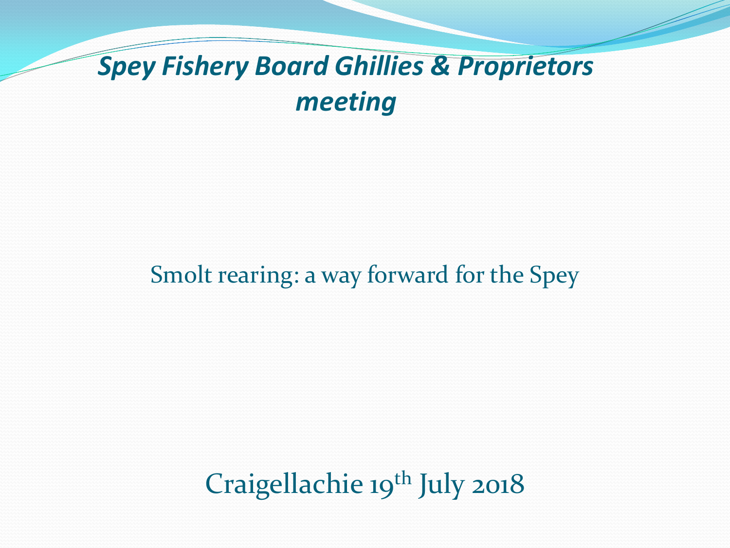# *Spey Fishery Board Ghillies & Proprietors meeting*

Smolt rearing: a way forward for the Spey

Craigellachie 19th July 2018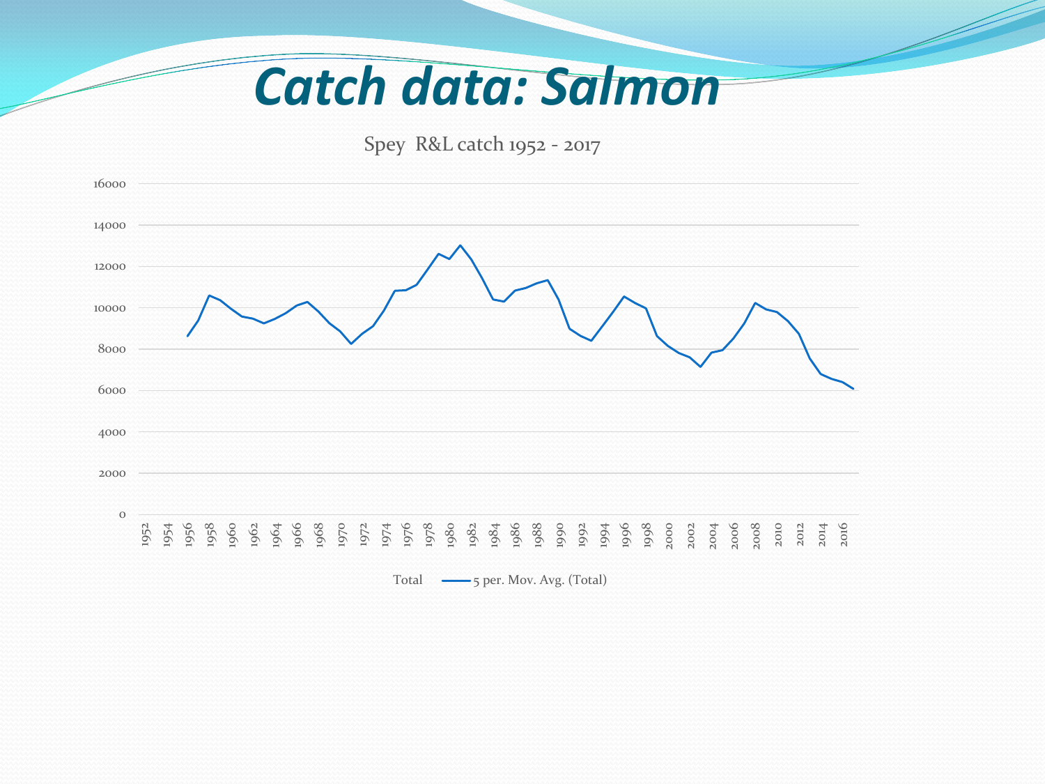# Catch data: Salmon

Spey R&L catch 1952 - 2017

16000
14000
12000
10000
8000
6000
4000
2000
0

1952
1954
1956
1958
1960
1962
1964
1966
1968
1970
1972
1974
1976
1978
1980
1982
1984
1986
1988
1990
1992
1994
1996
1998
2000
2002
2004
2006
2008
2010
2012
2014
2016

Total
5 per. Mov. Avg. (Total)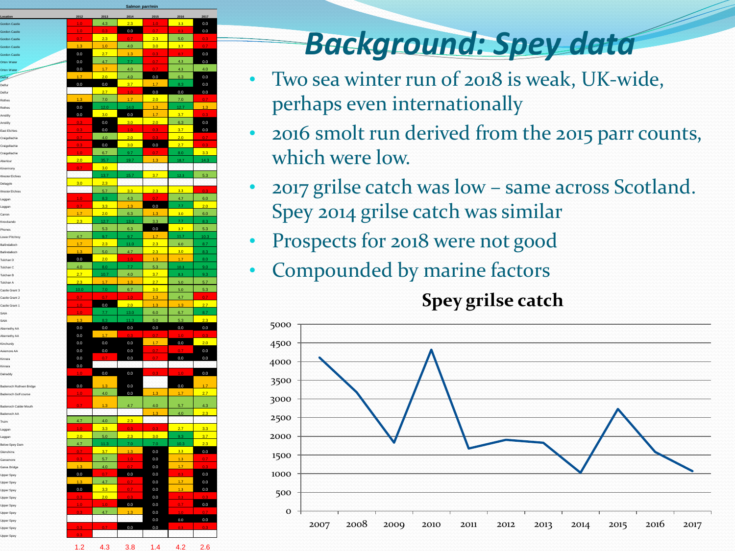**Salmon parr/min**

| Location | 2012 | 2013 | 2014 | 2015 | 2016 | 2017 |
|---|---|---|---|---|---|---|
| Gordon Castle | 1.0 | 4.3 | 2.3 | 1.0 | 3.3 | 0.0 |
| Gordon Castle | 1.0 | 0.3 | 0.0 | 0.7 | 0.3 | 0.0 |
| Gordon Castle | 0.7 | 2.3 | 0.7 | 2.3 | 5.0 | 0.3 |
| Gordon Castle | 1.3 | 1.0 | 4.0 | 3.0 | 3.7 | 0.7 |
| Gordon Castle | 0.0 | 2.7 | 1.3 | 0.3 | 0.7 | 0.0 |
| Orton Water | 0.0 | 4.7 | 7.7 | 0.7 | 4.3 | 0.0 |
| Orton Water | 0.0 | 1.7 | 4.0 | 0.7 | 4.3 | 4.0 |
| Delfur | 1.7 | 2.0 | 4.0 | 0.0 | 6.3 | 0.0 |
| Delfur | 0.0 | 0.0 | 3.7 | 1.7 | 8.3 | 0.0 |
| Delfur | | 2.7 | 1.0 | 0.0 | 0.0 | 0.0 |
| Rothes | 1.3 | 7.0 | 1.7 | 2.0 | 7.0 | 0.7 |
| Rothes | 0.0 | 12.0 | 14.0 | 1.3 | 12.7 | 1.3 |
| Arndilly | 0.0 | 3.0 | 0.0 | 1.7 | 3.7 | 0.3 |
| Arndilly | 0.3 | 0.0 | 3.0 | 2.0 | 6.3 | 0.0 |
| East Elchies | 0.3 | 0.0 | 1.0 | 0.3 | 3.7 | 0.0 |
| Craigellachie | 0.7 | 4.0 | 2.0 | 0.7 | 2.0 | 0.7 |
| Craigellachie | 0.3 | 0.0 | 3.0 | 0.0 | 2.7 | 0.3 |
| Craigellachie | 1.0 | 6.7 | 9.7 | 0.7 | 8.0 | 3.3 |
| Aberlour | 2.0 | 35.7 | 19.7 | 1.3 | 18.7 | 14.3 |
| Kinermony | 0.7 | 3.0 | | | | |
| Wester Elchies | | 13.7 | 15.7 | 3.7 | 12.3 | 5.3 |
| Delagyle | 3.0 | 2.3 | | | | |
| Wester Elchies | | 5.7 | 3.3 | 2.3 | 3.3 | 0.3 |
| Laggan | 1.0 | 8.3 | 4.3 | 0.7 | 4.7 | 6.0 |
| Laggan | 0.7 | 3.3 | 1.3 | 0.0 | 7.7 | 2.0 |
| Carron | 1.7 | 2.0 | 6.3 | 1.3 | 3.0 | 6.0 |
| Knockando | 2.3 | 12.7 | 13.0 | 3.3 | 7.7 | 8.3 |
| Phones | | 5.3 | 6.3 | 0.0 | 3.7 | 5.3 |
| Lower Pitchroy | 4.7 | 9.7 | 9.7 | 1.7 | 11.7 | 10.3 |
| Ballindalloch | 1.7 | 2.3 | 11.0 | 2.3 | 6.0 | 8.7 |
| Ballindalloch | 1.3 | 5.0 | 4.7 | 2.3 | 3.0 | 8.3 |
| Tulchan D | 0.0 | 2.0 | 1.0 | 1.3 | 1.7 | 8.0 |
| Tulchan C | 4.0 | 8.0 | 7.7 | 5.3 | 10.3 | 9.0 |
| Tulchan B | 2.7 | 10.7 | 4.0 | 3.7 | 8.3 | 9.3 |
| Tulchan A | 2.3 | 1.7 | 1.3 | 2.7 | 5.0 | 5.7 |
| Castle Grant 3 | 10.0 | 7.0 | 6.7 | 3.0 | 5.0 | 5.3 |
| Castle Grant 2 | 0.7 | 0.7 | 1.0 | 1.3 | 4.7 | 0.7 |
| Castle Grant 1 | 1.0 | 0.0 | 2.0 | 1.3 | 1.3 | 2.7 |
| SAIA | 1.0 | 7.7 | 13.0 | 6.0 | 6.7 | 8.7 |
| SAIA | 1.3 | 8.3 | 11.3 | 5.0 | 5.3 | 2.3 |
| Abernethy AA | 0.0 | 0.0 | 0.0 | 0.0 | 0.0 | 0.0 |
| Abernethy AA | 0.0 | 1.7 | 0.3 | 0.7 | 1.0 | 0.3 |
| Kinchurdy | 0.0 | 0.0 | 0.0 | 1.7 | 0.0 | 2.0 |
| Aviemore AA | 0.0 | 0.0 | 0.0 | 0.7 | 0.7 | 0.0 |
| Kinrara | 0.0 | 0.7 | 0.0 | 0.7 | 0.0 | 0.0 |
| Kinrara | 0.0 | | | | | |
| Dalraddy | 1.0 | 0.0 | 0.0 | 0.3 | 1.0 | 0.0 |
| Badenoch Ruthven Bridge | 0.0 | 1.3 | 0.0 | | 0.0 | 1.7 |
| Badenoch Golf course | 1.0 | 4.0 | 0.0 | 1.3 | 1.7 | 2.7 |
| Badenoch Calder Mouth | 0.7 | 1.3 | 4.7 | 4.0 | 5.7 | 4.3 |
| Badenoch AA | | | | 1.3 | 4.0 | 2.3 |
| Truim | 4.7 | 4.0 | 2.3 | | | |
| Laggan | 1.0 | 3.3 | 0.3 | 0.3 | 2.7 | 3.3 |
| Laggan | 2.0 | 5.0 | 2.3 | 3.0 | 9.3 | 3.7 |
| Below Spey Dam | 4.7 | 11.3 | 7.0 | 7.0 | 10.3 | 2.3 |
| Glenshirra | 0.7 | 3.7 | 1.3 | 0.0 | 3.3 | 0.0 |
| Garvamore | 0.3 | 5.7 | 1.0 | 0.0 | 1.3 | 0.7 |
| Garva Bridge | 1.3 | 4.0 | 0.7 | 0.0 | 1.7 | 0.3 |
| Upper Spey | 0.0 | 0.7 | 0.0 | 0.0 | 0.3 | 0.0 |
| Upper Spey | 1.3 | 4.7 | 0.7 | 0.0 | 1.7 | 0.0 |
| Upper Spey | 0.0 | 3.3 | 0.7 | 0.0 | 1.3 | 0.0 |
| Upper Spey | 0.3 | 2.0 | 0.3 | 0.0 | 0.3 | 0.3 |
| Upper Spey | 1.0 | 1.0 | 0.0 | 0.0 | 0.7 | 0.0 |
| Upper Spey | 0.3 | 4.7 | 1.3 | 0.0 | 1.0 | 0.7 |
| Upper Spey | | | | 0.0 | 0.0 | 0.0 |
| Upper Spey | 0.3 | 0.7 | 0.0 | 0.0 | 0.3 | 0.3 |
| Upper Spey | 0.3 | | | | | |
| | 1.2 | 4.3 | 3.8 | 1.4 | 4.2 | 2.6 |

# Background: Spey data

- Two sea winter run of 2018 is weak, UK-wide, perhaps even internationally
- 2016 smolt run derived from the 2015 parr counts, which were low.
- 2017 grilse catch was low – same across Scotland. Spey 2014 grilse catch was similar
- Prospects for 2018 were not good
- Compounded by marine factors

**Spey grilse catch**

5000
4500
4000
3500
3000
2500
2000
1500
1000
500
0

2007 2008 2009 2010 2011 2012 2013 2014 2015 2016 2017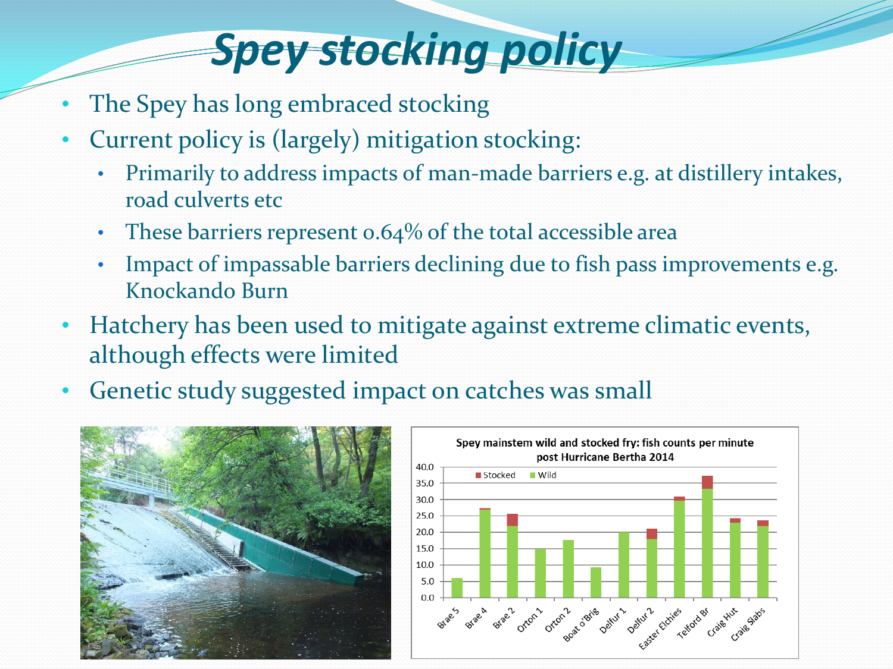# Spey stocking policy

- The Spey has long embraced stocking
- Current policy is (largely) mitigation stocking:
  - Primarily to address impacts of man-made barriers e.g. at distillery intakes, road culverts etc
  - These barriers represent 0.64% of the total accessible area
  - Impact of impassable barriers declining due to fish pass improvements e.g. Knockando Burn
- Hatchery has been used to mitigate against extreme climatic events, although effects were limited
- Genetic study suggested impact on catches was small

Spey mainstem wild and stocked fry: fish counts per minute post Hurricane Bertha 2014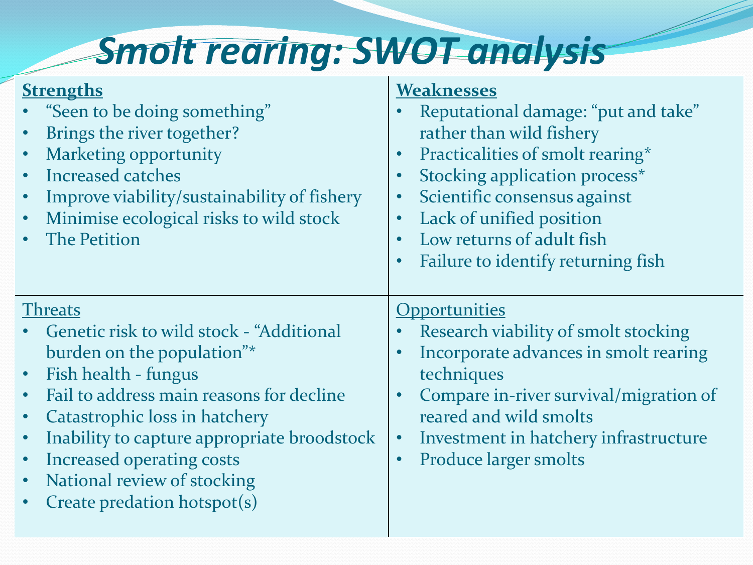# Smolt rearing: SWOT analysis

**Strengths**

- "Seen to be doing something"
- Brings the river together?
- Marketing opportunity
- Increased catches
- Improve viability/sustainability of fishery
- Minimise ecological risks to wild stock
- The Petition

**Weaknesses**

- Reputational damage: "put and take" rather than wild fishery
- Practicalities of smolt rearing*
- Stocking application process*
- Scientific consensus against
- Lack of unified position
- Low returns of adult fish
- Failure to identify returning fish

Threats

- Genetic risk to wild stock - "Additional burden on the population"*
- Fish health - fungus
- Fail to address main reasons for decline
- Catastrophic loss in hatchery
- Inability to capture appropriate broodstock
- Increased operating costs
- National review of stocking
- Create predation hotspot(s)

Opportunities

- Research viability of smolt stocking
- Incorporate advances in smolt rearing techniques
- Compare in-river survival/migration of reared and wild smolts
- Investment in hatchery infrastructure
- Produce larger smolts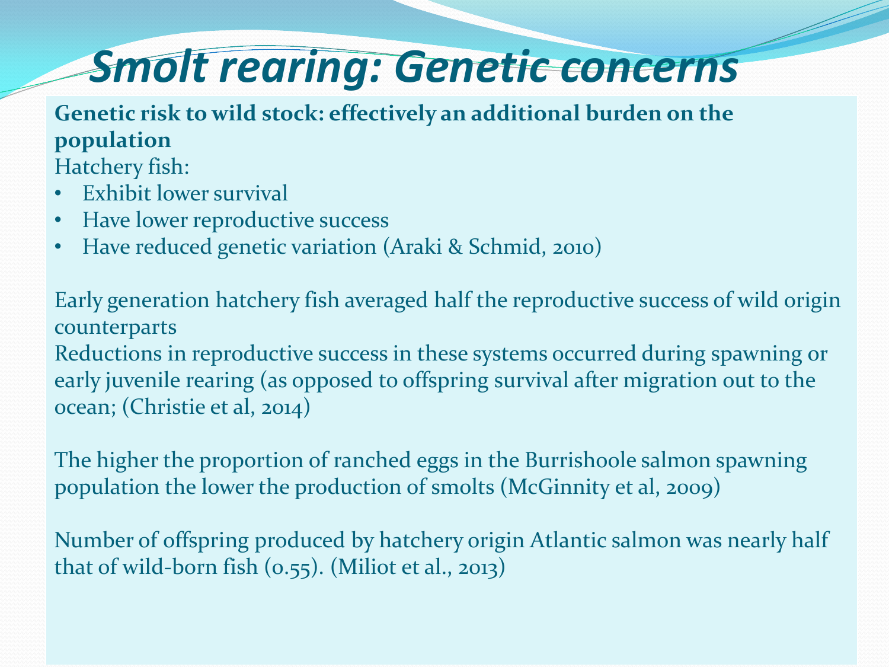# *Smolt rearing: Genetic concerns*

**Genetic risk to wild stock: effectively an additional burden on the population**

Hatchery fish:

- Exhibit lower survival
- Have lower reproductive success
- Have reduced genetic variation (Araki & Schmid, 2010)

Early generation hatchery fish averaged half the reproductive success of wild origin counterparts

Reductions in reproductive success in these systems occurred during spawning or early juvenile rearing (as opposed to offspring survival after migration out to the ocean; (Christie et al, 2014)

The higher the proportion of ranched eggs in the Burrishoole salmon spawning population the lower the production of smolts (McGinnity et al, 2009)

Number of offspring produced by hatchery origin Atlantic salmon was nearly half that of wild-born fish (0.55). (Miliot et al., 2013)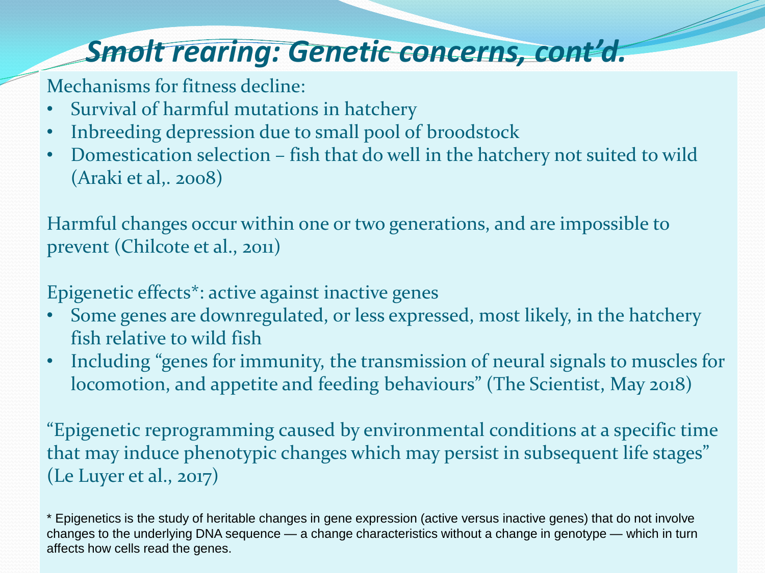# *Smolt rearing: Genetic concerns, cont'd.*

Mechanisms for fitness decline:

- Survival of harmful mutations in hatchery
- Inbreeding depression due to small pool of broodstock
- Domestication selection – fish that do well in the hatchery not suited to wild (Araki et al,. 2008)

Harmful changes occur within one or two generations, and are impossible to prevent (Chilcote et al., 2011)

Epigenetic effects*: active against inactive genes

- Some genes are downregulated, or less expressed, most likely, in the hatchery fish relative to wild fish
- Including "genes for immunity, the transmission of neural signals to muscles for locomotion, and appetite and feeding behaviours" (The Scientist, May 2018)

"Epigenetic reprogramming caused by environmental conditions at a specific time that may induce phenotypic changes which may persist in subsequent life stages" (Le Luyer et al., 2017)

* Epigenetics is the study of heritable changes in gene expression (active versus inactive genes) that do not involve changes to the underlying DNA sequence — a change characteristics without a change in genotype — which in turn affects how cells read the genes.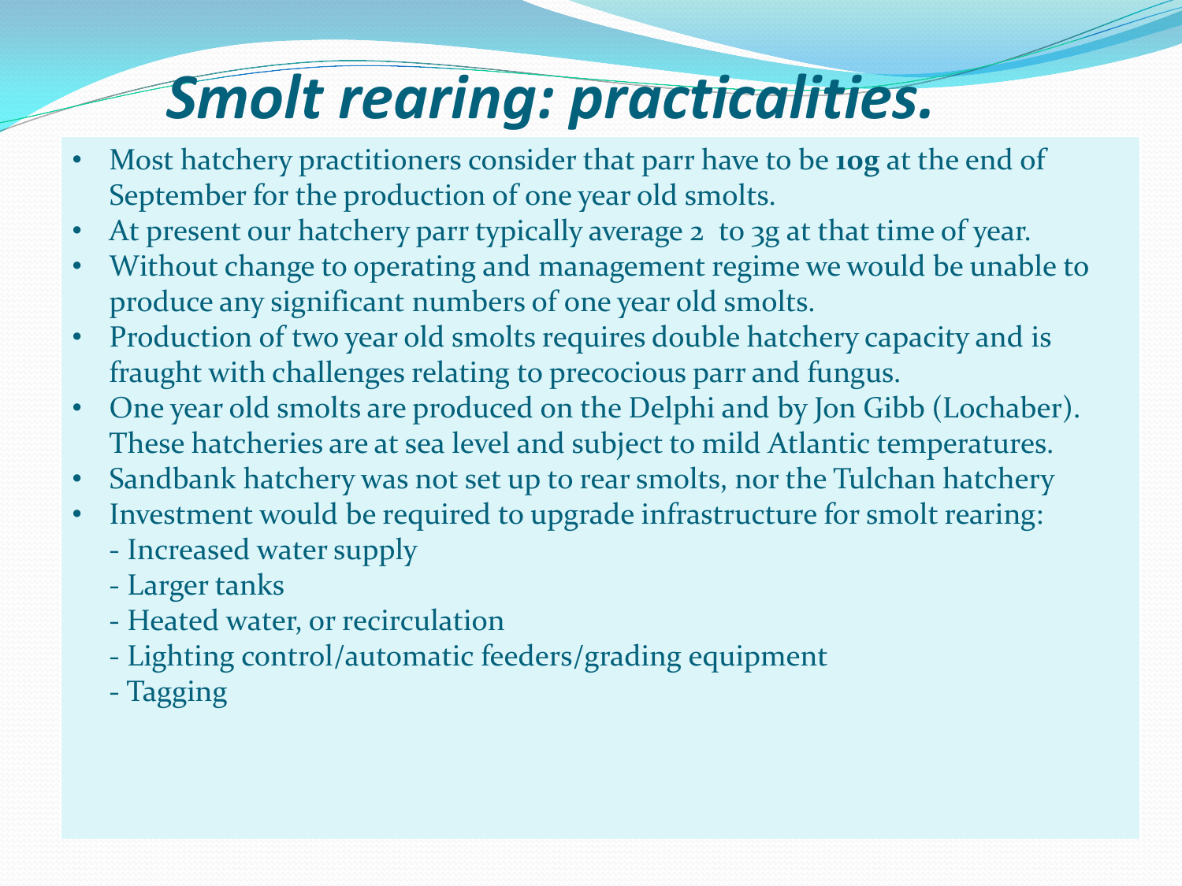# *Smolt rearing: practicalities.*

- Most hatchery practitioners consider that parr have to be **10g** at the end of September for the production of one year old smolts.
- At present our hatchery parr typically average 2 to 3g at that time of year.
- Without change to operating and management regime we would be unable to produce any significant numbers of one year old smolts.
- Production of two year old smolts requires double hatchery capacity and is fraught with challenges relating to precocious parr and fungus.
- One year old smolts are produced on the Delphi and by Jon Gibb (Lochaber). These hatcheries are at sea level and subject to mild Atlantic temperatures.
- Sandbank hatchery was not set up to rear smolts, nor the Tulchan hatchery
- Investment would be required to upgrade infrastructure for smolt rearing:
  - Increased water supply
  - Larger tanks
  - Heated water, or recirculation
  - Lighting control/automatic feeders/grading equipment
  - Tagging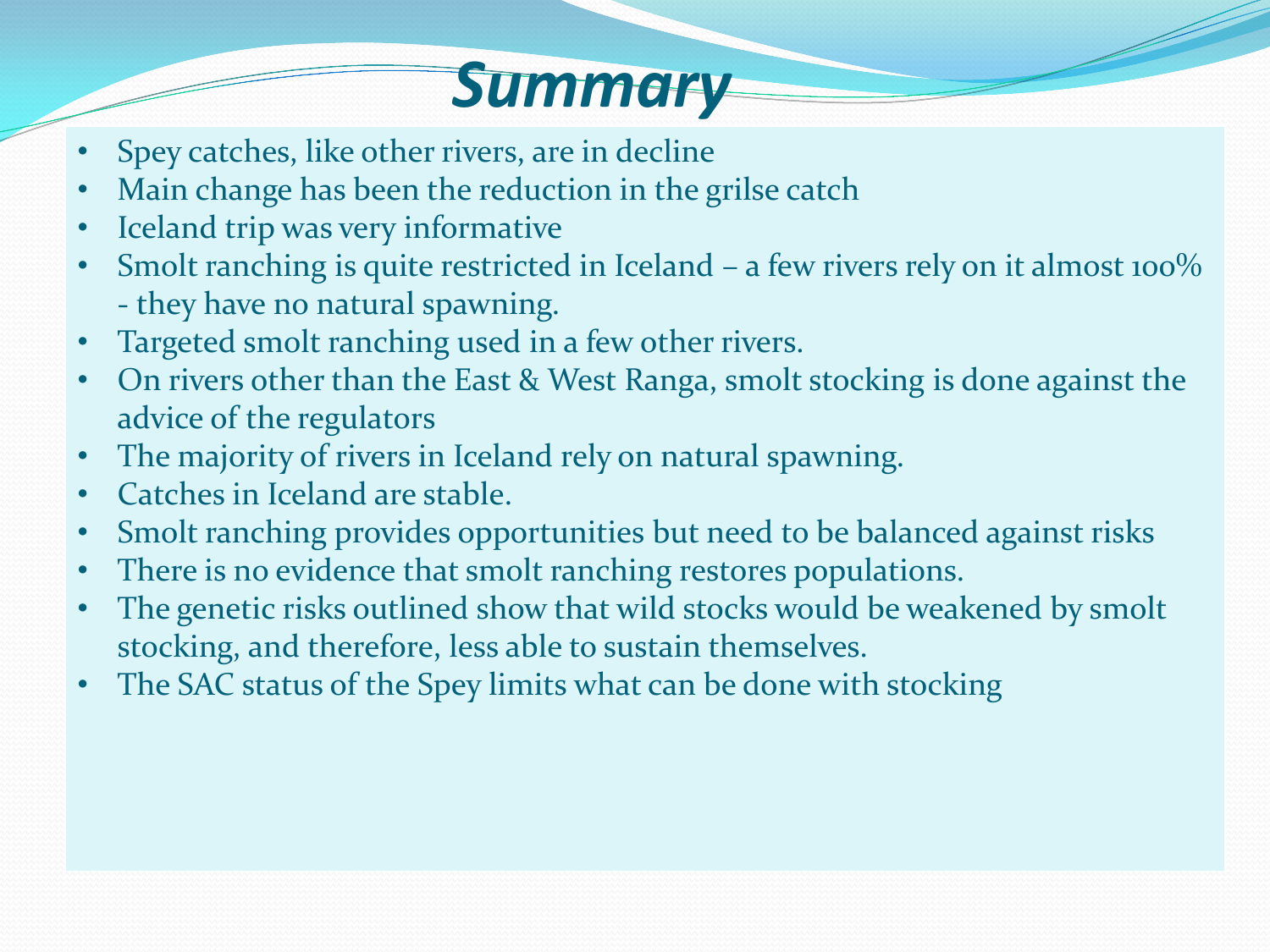# Summary

- Spey catches, like other rivers, are in decline
- Main change has been the reduction in the grilse catch
- Iceland trip was very informative
- Smolt ranching is quite restricted in Iceland – a few rivers rely on it almost 100% - they have no natural spawning.
- Targeted smolt ranching used in a few other rivers.
- On rivers other than the East & West Ranga, smolt stocking is done against the advice of the regulators
- The majority of rivers in Iceland rely on natural spawning.
- Catches in Iceland are stable.
- Smolt ranching provides opportunities but need to be balanced against risks
- There is no evidence that smolt ranching restores populations.
- The genetic risks outlined show that wild stocks would be weakened by smolt stocking, and therefore, less able to sustain themselves.
- The SAC status of the Spey limits what can be done with stocking